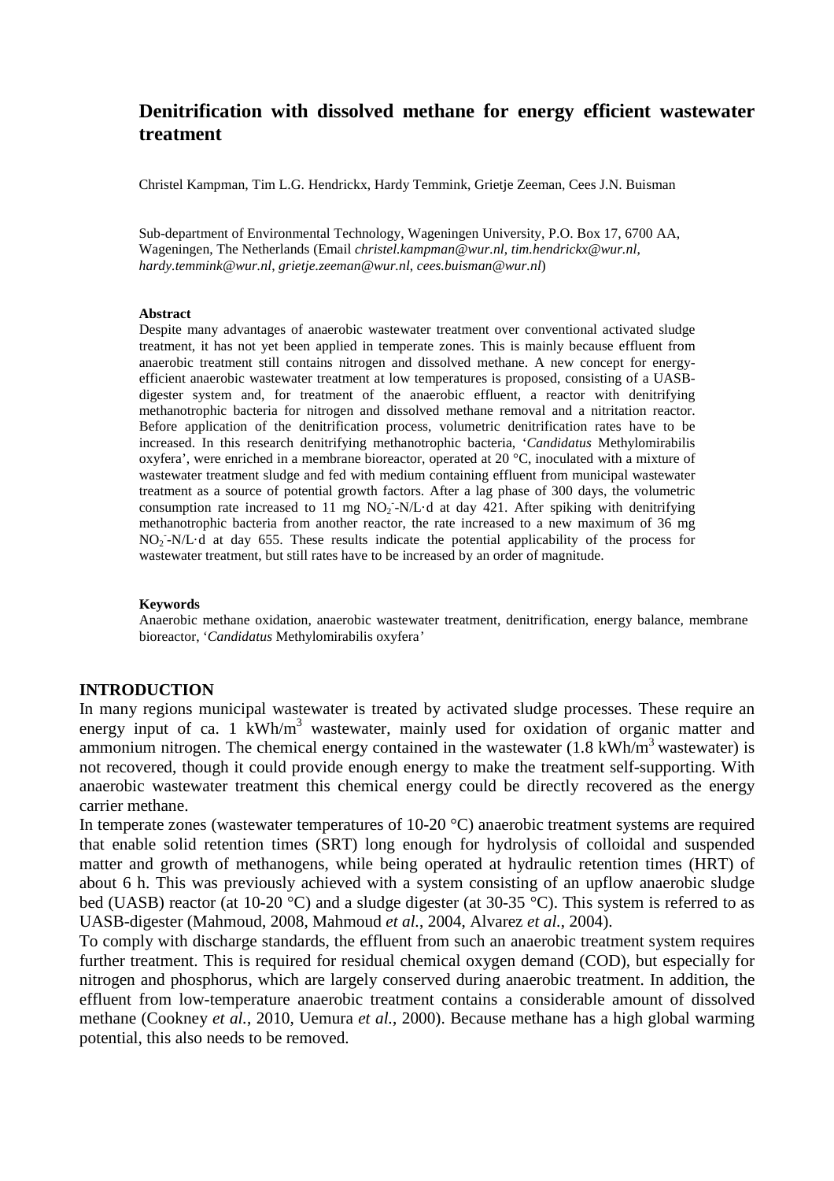# Denitrification with dissolved methane for energy efficient wastewater treatment

Christel Kampman, Tim L.G. Hendrickx, Hardy Temmink, Grietje Zeeman, Cees J.N. Buisman

Sub-department of Environmental Technology, Wageningen University, P.O. Box 17, 6700 AA, Wageningen, The Netherlands (Email *christel.kampman@wur.nl*, *tim.hendrickx@wur.nl*, *hardy.temmink@wur.nl*, *grietje.zeeman@wur.nl*, *cees.buisman@wur.nl*)

**Abstract**

Despite many advantages of anaerobic wastewater treatment over conventional activated sludge treatment, it has not yet been applied in temperate zones. This is mainly because effluent from anaerobic treatment still contains nitrogen and dissolved methane. A new concept for energy-efficient anaerobic wastewater treatment at low temperatures is proposed, consisting of a UASB-digester system and, for treatment of the anaerobic effluent, a reactor with denitrifying methanotrophic bacteria for nitrogen and dissolved methane removal and a nitritation reactor. Before application of the denitrification process, volumetric denitrification rates have to be increased. In this research denitrifying methanotrophic bacteria, '*Candidatus* Methylomirabilis oxyfera', were enriched in a membrane bioreactor, operated at 20 °C, inoculated with a mixture of wastewater treatment sludge and fed with medium containing effluent from municipal wastewater treatment as a source of potential growth factors. After a lag phase of 300 days, the volumetric consumption rate increased to 11 mg $NO_2^-$-N/L·d at day 421. After spiking with denitrifying methanotrophic bacteria from another reactor, the rate increased to a new maximum of 36 mg $NO_2^-$-N/L·d at day 655. These results indicate the potential applicability of the process for wastewater treatment, but still rates have to be increased by an order of magnitude.

**Keywords**

Anaerobic methane oxidation, anaerobic wastewater treatment, denitrification, energy balance, membrane bioreactor, '*Candidatus* Methylomirabilis oxyfera'

## INTRODUCTION

In many regions municipal wastewater is treated by activated sludge processes. These require an energy input of ca. 1 kWh/m$^3$ wastewater, mainly used for oxidation of organic matter and ammonium nitrogen. The chemical energy contained in the wastewater (1.8 kWh/m$^3$ wastewater) is not recovered, though it could provide enough energy to make the treatment self-supporting. With anaerobic wastewater treatment this chemical energy could be directly recovered as the energy carrier methane.

In temperate zones (wastewater temperatures of 10-20 °C) anaerobic treatment systems are required that enable solid retention times (SRT) long enough for hydrolysis of colloidal and suspended matter and growth of methanogens, while being operated at hydraulic retention times (HRT) of about 6 h. This was previously achieved with a system consisting of an upflow anaerobic sludge bed (UASB) reactor (at 10-20 °C) and a sludge digester (at 30-35 °C). This system is referred to as UASB-digester (Mahmoud, 2008, Mahmoud *et al.*, 2004, Alvarez *et al.*, 2004).

To comply with discharge standards, the effluent from such an anaerobic treatment system requires further treatment. This is required for residual chemical oxygen demand (COD), but especially for nitrogen and phosphorus, which are largely conserved during anaerobic treatment. In addition, the effluent from low-temperature anaerobic treatment contains a considerable amount of dissolved methane (Cookney *et al.*, 2010, Uemura *et al.*, 2000). Because methane has a high global warming potential, this also needs to be removed.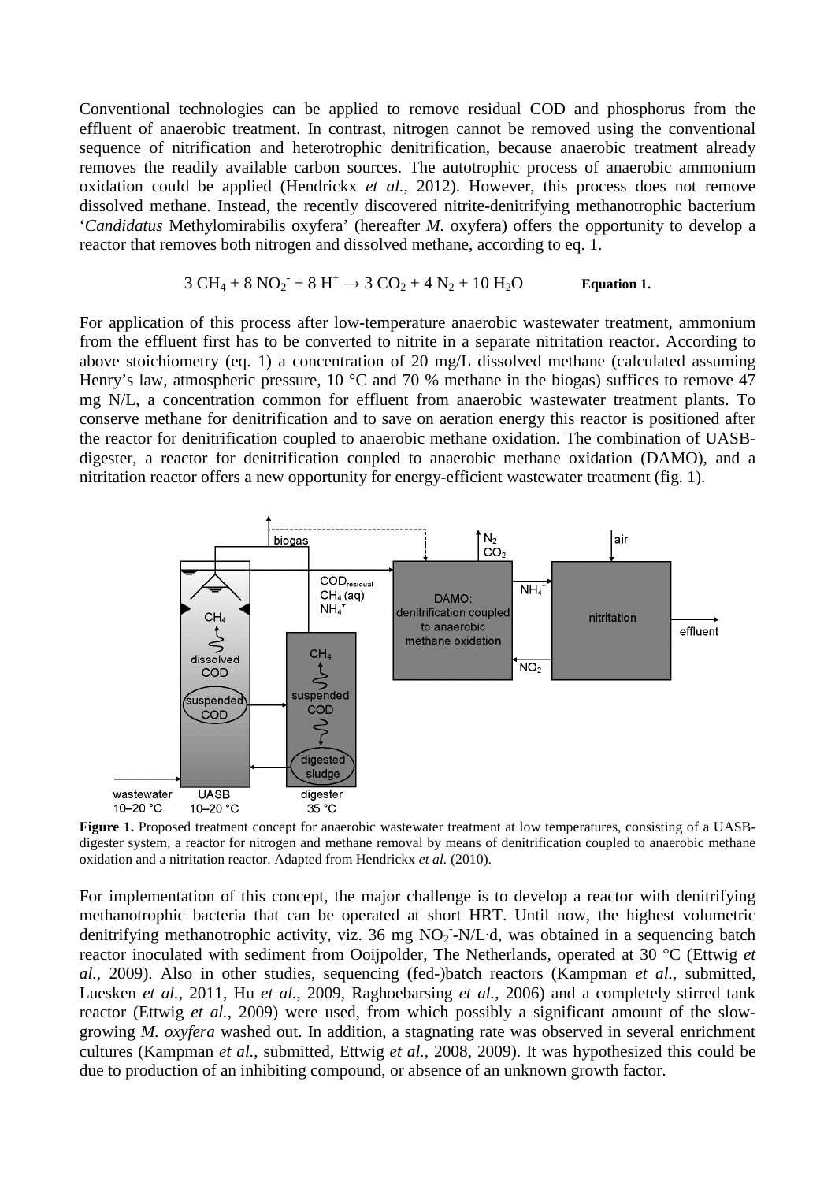Conventional technologies can be applied to remove residual COD and phosphorus from the effluent of anaerobic treatment. In contrast, nitrogen cannot be removed using the conventional sequence of nitrification and heterotrophic denitrification, because anaerobic treatment already removes the readily available carbon sources. The autotrophic process of anaerobic ammonium oxidation could be applied (Hendrickx *et al.*, 2012). However, this process does not remove dissolved methane. Instead, the recently discovered nitrite-denitrifying methanotrophic bacterium '*Candidatus* Methylomirabilis oxyfera' (hereafter *M.* oxyfera) offers the opportunity to develop a reactor that removes both nitrogen and dissolved methane, according to eq. 1.

$$3\ CH_4 + 8\ NO_2^- + 8\ H^+ \rightarrow 3\ CO_2 + 4\ N_2 + 10\ H_2O \qquad \textbf{Equation 1.}$$

For application of this process after low-temperature anaerobic wastewater treatment, ammonium from the effluent first has to be converted to nitrite in a separate nitritation reactor. According to above stoichiometry (eq. 1) a concentration of 20 mg/L dissolved methane (calculated assuming Henry's law, atmospheric pressure, 10 °C and 70 % methane in the biogas) suffices to remove 47 mg N/L, a concentration common for effluent from anaerobic wastewater treatment plants. To conserve methane for denitrification and to save on aeration energy this reactor is positioned after the reactor for denitrification coupled to anaerobic methane oxidation. The combination of UASB-digester, a reactor for denitrification coupled to anaerobic methane oxidation (DAMO), and a nitritation reactor offers a new opportunity for energy-efficient wastewater treatment (fig. 1).

**Figure 1.** Proposed treatment concept for anaerobic wastewater treatment at low temperatures, consisting of a UASB-digester system, a reactor for nitrogen and methane removal by means of denitrification coupled to anaerobic methane oxidation and a nitritation reactor. Adapted from Hendrickx *et al.* (2010).

For implementation of this concept, the major challenge is to develop a reactor with denitrifying methanotrophic bacteria that can be operated at short HRT. Until now, the highest volumetric denitrifying methanotrophic activity, viz. 36 mg $NO_2^-$-N/L·d, was obtained in a sequencing batch reactor inoculated with sediment from Ooijpolder, The Netherlands, operated at 30 °C (Ettwig *et al.*, 2009). Also in other studies, sequencing (fed-)batch reactors (Kampman *et al.*, submitted, Luesken *et al.*, 2011, Hu *et al.*, 2009, Raghoebarsing *et al.*, 2006) and a completely stirred tank reactor (Ettwig *et al.*, 2009) were used, from which possibly a significant amount of the slow-growing *M. oxyfera* washed out. In addition, a stagnating rate was observed in several enrichment cultures (Kampman *et al.*, submitted, Ettwig *et al.*, 2008, 2009). It was hypothesized this could be due to production of an inhibiting compound, or absence of an unknown growth factor.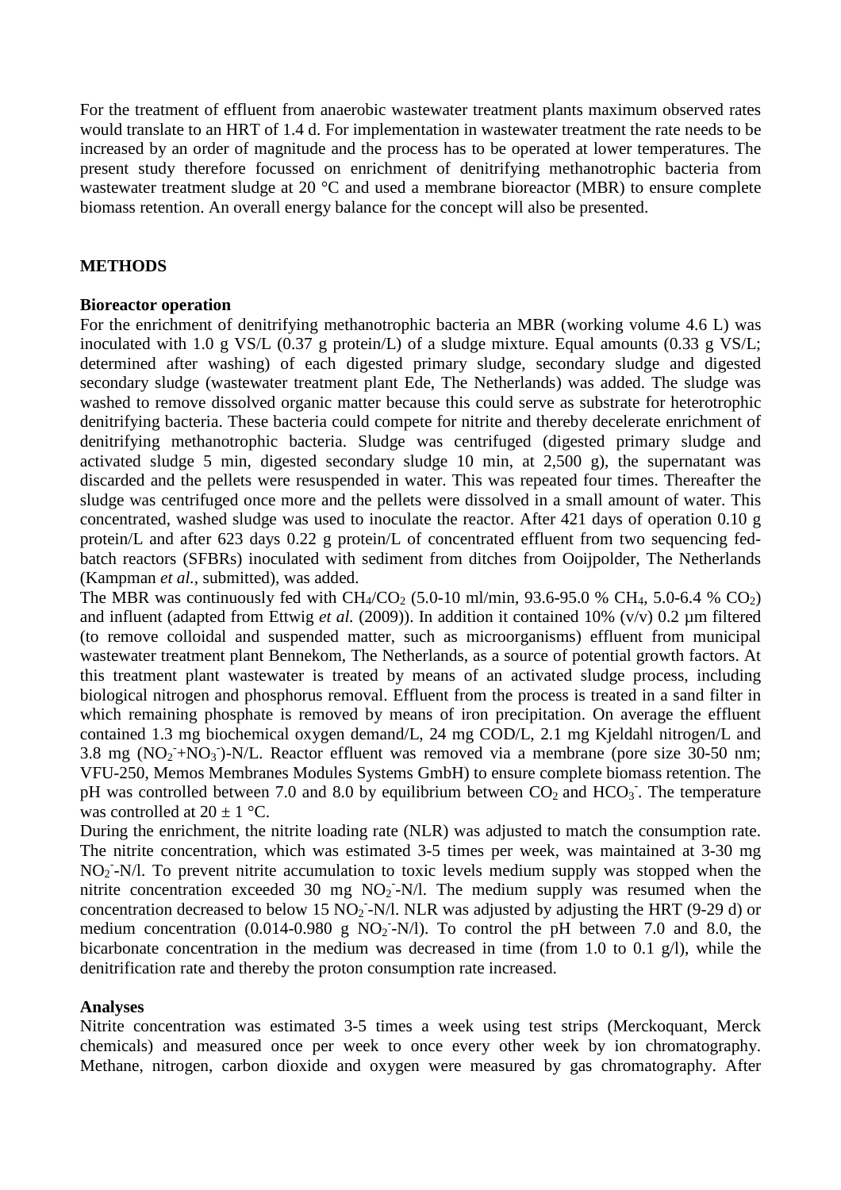For the treatment of effluent from anaerobic wastewater treatment plants maximum observed rates would translate to an HRT of 1.4 d. For implementation in wastewater treatment the rate needs to be increased by an order of magnitude and the process has to be operated at lower temperatures. The present study therefore focussed on enrichment of denitrifying methanotrophic bacteria from wastewater treatment sludge at 20 °C and used a membrane bioreactor (MBR) to ensure complete biomass retention. An overall energy balance for the concept will also be presented.

## METHODS

### Bioreactor operation

For the enrichment of denitrifying methanotrophic bacteria an MBR (working volume 4.6 L) was inoculated with 1.0 g VS/L (0.37 g protein/L) of a sludge mixture. Equal amounts (0.33 g VS/L; determined after washing) of each digested primary sludge, secondary sludge and digested secondary sludge (wastewater treatment plant Ede, The Netherlands) was added. The sludge was washed to remove dissolved organic matter because this could serve as substrate for heterotrophic denitrifying bacteria. These bacteria could compete for nitrite and thereby decelerate enrichment of denitrifying methanotrophic bacteria. Sludge was centrifuged (digested primary sludge and activated sludge 5 min, digested secondary sludge 10 min, at 2,500 g), the supernatant was discarded and the pellets were resuspended in water. This was repeated four times. Thereafter the sludge was centrifuged once more and the pellets were dissolved in a small amount of water. This concentrated, washed sludge was used to inoculate the reactor. After 421 days of operation 0.10 g protein/L and after 623 days 0.22 g protein/L of concentrated effluent from two sequencing fed-batch reactors (SFBRs) inoculated with sediment from ditches from Ooijpolder, The Netherlands (Kampman *et al.*, submitted), was added.

The MBR was continuously fed with $CH_4/CO_2$ (5.0-10 ml/min, 93.6-95.0 % $CH_4$, 5.0-6.4 % $CO_2$) and influent (adapted from Ettwig *et al.* (2009)). In addition it contained 10% (v/v) 0.2 µm filtered (to remove colloidal and suspended matter, such as microorganisms) effluent from municipal wastewater treatment plant Bennekom, The Netherlands, as a source of potential growth factors. At this treatment plant wastewater is treated by means of an activated sludge process, including biological nitrogen and phosphorus removal. Effluent from the process is treated in a sand filter in which remaining phosphate is removed by means of iron precipitation. On average the effluent contained 1.3 mg biochemical oxygen demand/L, 24 mg COD/L, 2.1 mg Kjeldahl nitrogen/L and 3.8 mg ($NO_2^-$+$NO_3^-$)-N/L. Reactor effluent was removed via a membrane (pore size 30-50 nm; VFU-250, Memos Membranes Modules Systems GmbH) to ensure complete biomass retention. The pH was controlled between 7.0 and 8.0 by equilibrium between $CO_2$ and $HCO_3^-$. The temperature was controlled at 20 ± 1 °C.

During the enrichment, the nitrite loading rate (NLR) was adjusted to match the consumption rate. The nitrite concentration, which was estimated 3-5 times per week, was maintained at 3-30 mg $NO_2^-$-N/l. To prevent nitrite accumulation to toxic levels medium supply was stopped when the nitrite concentration exceeded 30 mg $NO_2^-$-N/l. The medium supply was resumed when the concentration decreased to below 15 $NO_2^-$-N/l. NLR was adjusted by adjusting the HRT (9-29 d) or medium concentration (0.014-0.980 g $NO_2^-$-N/l). To control the pH between 7.0 and 8.0, the bicarbonate concentration in the medium was decreased in time (from 1.0 to 0.1 g/l), while the denitrification rate and thereby the proton consumption rate increased.

### Analyses

Nitrite concentration was estimated 3-5 times a week using test strips (Merckoquant, Merck chemicals) and measured once per week to once every other week by ion chromatography. Methane, nitrogen, carbon dioxide and oxygen were measured by gas chromatography. After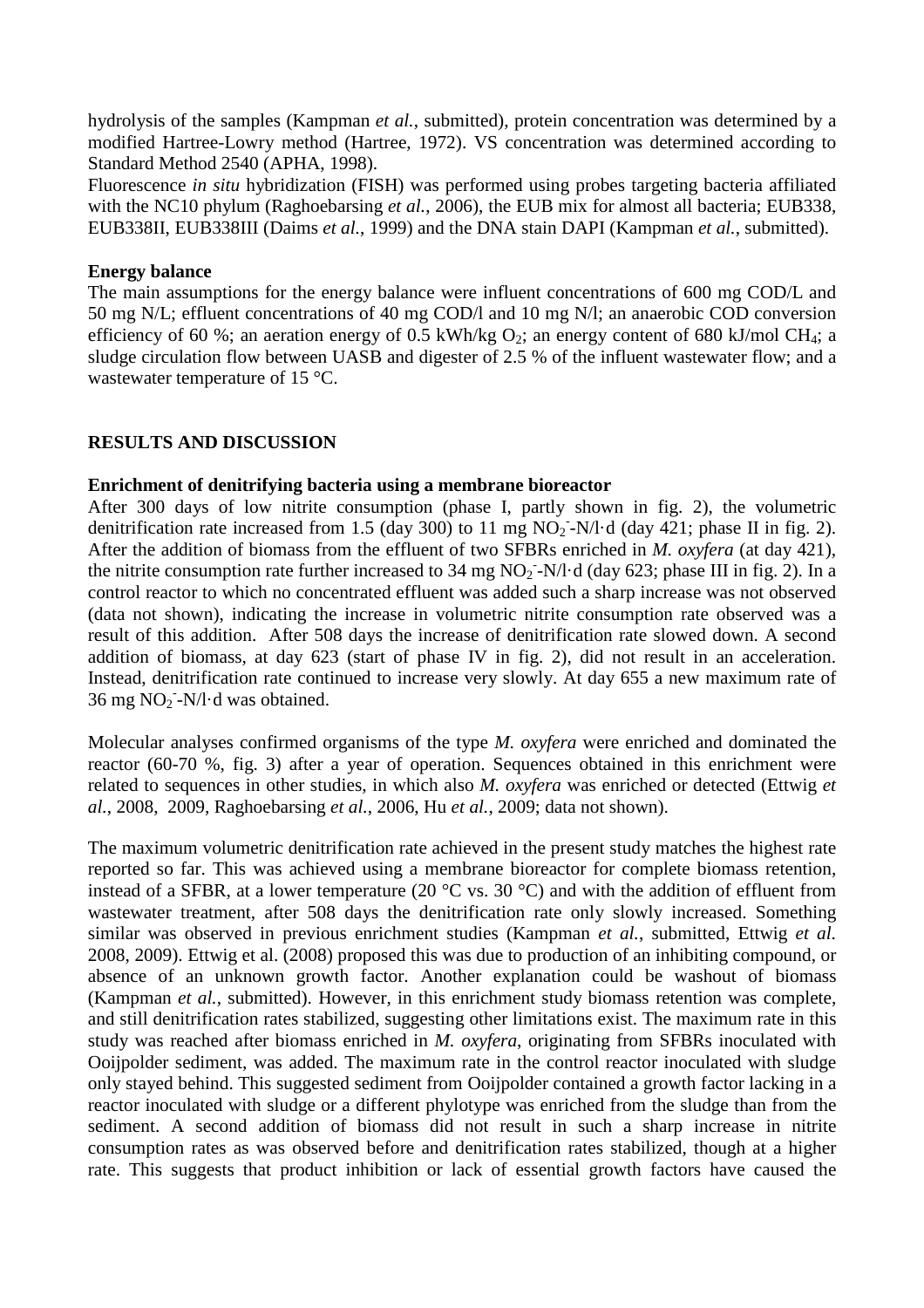hydrolysis of the samples (Kampman *et al.*, submitted), protein concentration was determined by a modified Hartree-Lowry method (Hartree, 1972). VS concentration was determined according to Standard Method 2540 (APHA, 1998).
Fluorescence *in situ* hybridization (FISH) was performed using probes targeting bacteria affiliated with the NC10 phylum (Raghoebarsing *et al.*, 2006), the EUB mix for almost all bacteria; EUB338, EUB338II, EUB338III (Daims *et al.*, 1999) and the DNA stain DAPI (Kampman *et al.*, submitted).

**Energy balance**
The main assumptions for the energy balance were influent concentrations of 600 mg COD/L and 50 mg N/L; effluent concentrations of 40 mg COD/l and 10 mg N/l; an anaerobic COD conversion efficiency of 60 %; an aeration energy of 0.5 kWh/kg $O_2$; an energy content of 680 kJ/mol $CH_4$; a sludge circulation flow between UASB and digester of 2.5 % of the influent wastewater flow; and a wastewater temperature of 15 °C.

## RESULTS AND DISCUSSION

**Enrichment of denitrifying bacteria using a membrane bioreactor**
After 300 days of low nitrite consumption (phase I, partly shown in fig. 2), the volumetric denitrification rate increased from 1.5 (day 300) to 11 mg $NO_2^-$-N/l·d (day 421; phase II in fig. 2). After the addition of biomass from the effluent of two SFBRs enriched in *M. oxyfera* (at day 421), the nitrite consumption rate further increased to 34 mg $NO_2^-$-N/l·d (day 623; phase III in fig. 2). In a control reactor to which no concentrated effluent was added such a sharp increase was not observed (data not shown), indicating the increase in volumetric nitrite consumption rate observed was a result of this addition. After 508 days the increase of denitrification rate slowed down. A second addition of biomass, at day 623 (start of phase IV in fig. 2), did not result in an acceleration. Instead, denitrification rate continued to increase very slowly. At day 655 a new maximum rate of 36 mg $NO_2^-$-N/l·d was obtained.

Molecular analyses confirmed organisms of the type *M. oxyfera* were enriched and dominated the reactor (60-70 %, fig. 3) after a year of operation. Sequences obtained in this enrichment were related to sequences in other studies, in which also *M. oxyfera* was enriched or detected (Ettwig *et al.*, 2008, 2009, Raghoebarsing *et al.*, 2006, Hu *et al.*, 2009; data not shown).

The maximum volumetric denitrification rate achieved in the present study matches the highest rate reported so far. This was achieved using a membrane bioreactor for complete biomass retention, instead of a SFBR, at a lower temperature (20 °C vs. 30 °C) and with the addition of effluent from wastewater treatment, after 508 days the denitrification rate only slowly increased. Something similar was observed in previous enrichment studies (Kampman *et al.*, submitted, Ettwig *et al.* 2008, 2009). Ettwig et al. (2008) proposed this was due to production of an inhibiting compound, or absence of an unknown growth factor. Another explanation could be washout of biomass (Kampman *et al.*, submitted). However, in this enrichment study biomass retention was complete, and still denitrification rates stabilized, suggesting other limitations exist. The maximum rate in this study was reached after biomass enriched in *M. oxyfera*, originating from SFBRs inoculated with Ooijpolder sediment, was added. The maximum rate in the control reactor inoculated with sludge only stayed behind. This suggested sediment from Ooijpolder contained a growth factor lacking in a reactor inoculated with sludge or a different phylotype was enriched from the sludge than from the sediment. A second addition of biomass did not result in such a sharp increase in nitrite consumption rates as was observed before and denitrification rates stabilized, though at a higher rate. This suggests that product inhibition or lack of essential growth factors have caused the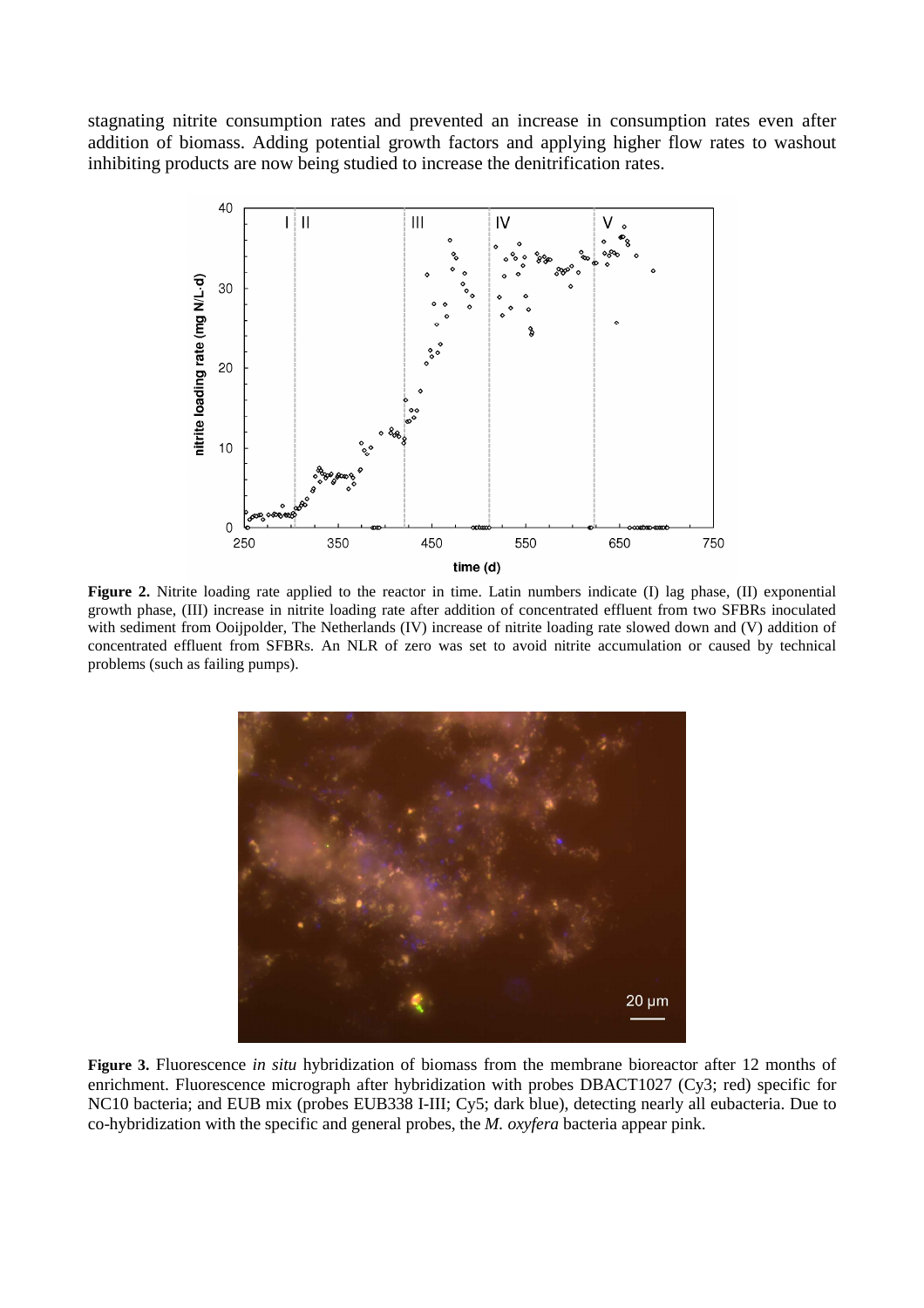stagnating nitrite consumption rates and prevented an increase in consumption rates even after addition of biomass. Adding potential growth factors and applying higher flow rates to washout inhibiting products are now being studied to increase the denitrification rates.

**Figure 2.** Nitrite loading rate applied to the reactor in time. Latin numbers indicate (I) lag phase, (II) exponential growth phase, (III) increase in nitrite loading rate after addition of concentrated effluent from two SFBRs inoculated with sediment from Ooijpolder, The Netherlands (IV) increase of nitrite loading rate slowed down and (V) addition of concentrated effluent from SFBRs. An NLR of zero was set to avoid nitrite accumulation or caused by technical problems (such as failing pumps).

**Figure 3.** Fluorescence *in situ* hybridization of biomass from the membrane bioreactor after 12 months of enrichment. Fluorescence micrograph after hybridization with probes DBACT1027 (Cy3; red) specific for NC10 bacteria; and EUB mix (probes EUB338 I-III; Cy5; dark blue), detecting nearly all eubacteria. Due to co-hybridization with the specific and general probes, the *M. oxyfera* bacteria appear pink.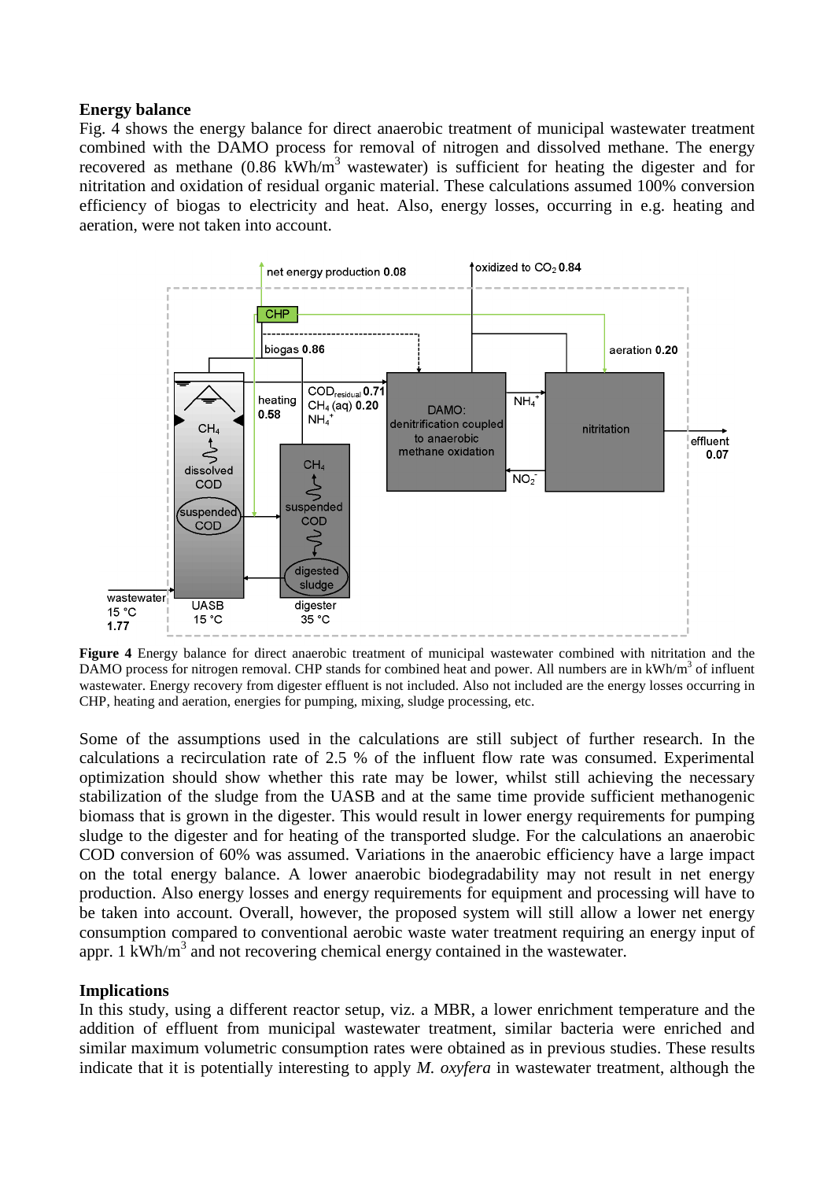**Energy balance**

Fig. 4 shows the energy balance for direct anaerobic treatment of municipal wastewater treatment combined with the DAMO process for removal of nitrogen and dissolved methane. The energy recovered as methane (0.86 kWh/$m^3$ wastewater) is sufficient for heating the digester and for nitritation and oxidation of residual organic material. These calculations assumed 100% conversion efficiency of biogas to electricity and heat. Also, energy losses, occurring in e.g. heating and aeration, were not taken into account.

**Figure 4** Energy balance for direct anaerobic treatment of municipal wastewater combined with nitritation and the DAMO process for nitrogen removal. CHP stands for combined heat and power. All numbers are in kWh/$m^3$ of influent wastewater. Energy recovery from digester effluent is not included. Also not included are the energy losses occurring in CHP, heating and aeration, energies for pumping, mixing, sludge processing, etc.

Some of the assumptions used in the calculations are still subject of further research. In the calculations a recirculation rate of 2.5 % of the influent flow rate was consumed. Experimental optimization should show whether this rate may be lower, whilst still achieving the necessary stabilization of the sludge from the UASB and at the same time provide sufficient methanogenic biomass that is grown in the digester. This would result in lower energy requirements for pumping sludge to the digester and for heating of the transported sludge. For the calculations an anaerobic COD conversion of 60% was assumed. Variations in the anaerobic efficiency have a large impact on the total energy balance. A lower anaerobic biodegradability may not result in net energy production. Also energy losses and energy requirements for equipment and processing will have to be taken into account. Overall, however, the proposed system will still allow a lower net energy consumption compared to conventional aerobic waste water treatment requiring an energy input of appr. 1 kWh/$m^3$ and not recovering chemical energy contained in the wastewater.

**Implications**

In this study, using a different reactor setup, viz. a MBR, a lower enrichment temperature and the addition of effluent from municipal wastewater treatment, similar bacteria were enriched and similar maximum volumetric consumption rates were obtained as in previous studies. These results indicate that it is potentially interesting to apply *M. oxyfera* in wastewater treatment, although the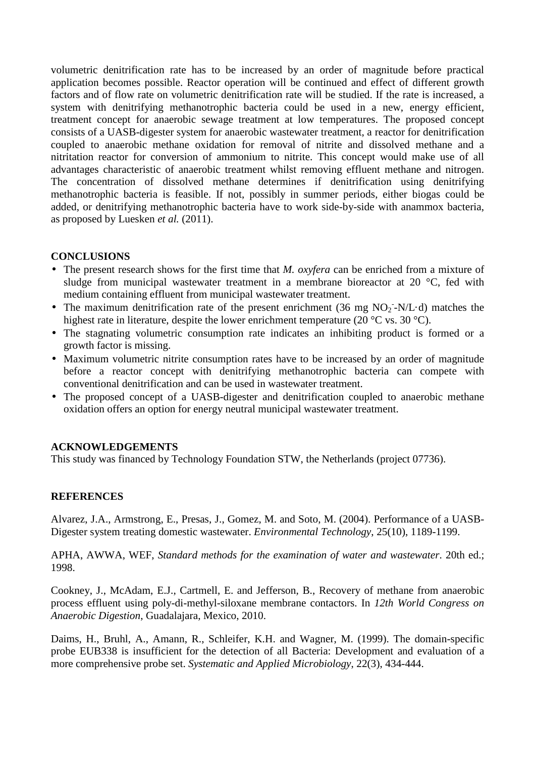volumetric denitrification rate has to be increased by an order of magnitude before practical application becomes possible. Reactor operation will be continued and effect of different growth factors and of flow rate on volumetric denitrification rate will be studied. If the rate is increased, a system with denitrifying methanotrophic bacteria could be used in a new, energy efficient, treatment concept for anaerobic sewage treatment at low temperatures. The proposed concept consists of a UASB-digester system for anaerobic wastewater treatment, a reactor for denitrification coupled to anaerobic methane oxidation for removal of nitrite and dissolved methane and a nitritation reactor for conversion of ammonium to nitrite. This concept would make use of all advantages characteristic of anaerobic treatment whilst removing effluent methane and nitrogen. The concentration of dissolved methane determines if denitrification using denitrifying methanotrophic bacteria is feasible. If not, possibly in summer periods, either biogas could be added, or denitrifying methanotrophic bacteria have to work side-by-side with anammox bacteria, as proposed by Luesken *et al.* (2011).

## CONCLUSIONS

- The present research shows for the first time that *M. oxyfera* can be enriched from a mixture of sludge from municipal wastewater treatment in a membrane bioreactor at 20 °C, fed with medium containing effluent from municipal wastewater treatment.
- The maximum denitrification rate of the present enrichment (36 mg $NO_2^-$-N/L·d) matches the highest rate in literature, despite the lower enrichment temperature (20 °C vs. 30 °C).
- The stagnating volumetric consumption rate indicates an inhibiting product is formed or a growth factor is missing.
- Maximum volumetric nitrite consumption rates have to be increased by an order of magnitude before a reactor concept with denitrifying methanotrophic bacteria can compete with conventional denitrification and can be used in wastewater treatment.
- The proposed concept of a UASB-digester and denitrification coupled to anaerobic methane oxidation offers an option for energy neutral municipal wastewater treatment.

## ACKNOWLEDGEMENTS

This study was financed by Technology Foundation STW, the Netherlands (project 07736).

## REFERENCES

Alvarez, J.A., Armstrong, E., Presas, J., Gomez, M. and Soto, M. (2004). Performance of a UASB-Digester system treating domestic wastewater. *Environmental Technology*, 25(10), 1189-1199.

APHA, AWWA, WEF, *Standard methods for the examination of water and wastewater*. 20th ed.; 1998.

Cookney, J., McAdam, E.J., Cartmell, E. and Jefferson, B., Recovery of methane from anaerobic process effluent using poly-di-methyl-siloxane membrane contactors. In *12th World Congress on Anaerobic Digestion*, Guadalajara, Mexico, 2010.

Daims, H., Bruhl, A., Amann, R., Schleifer, K.H. and Wagner, M. (1999). The domain-specific probe EUB338 is insufficient for the detection of all Bacteria: Development and evaluation of a more comprehensive probe set. *Systematic and Applied Microbiology*, 22(3), 434-444.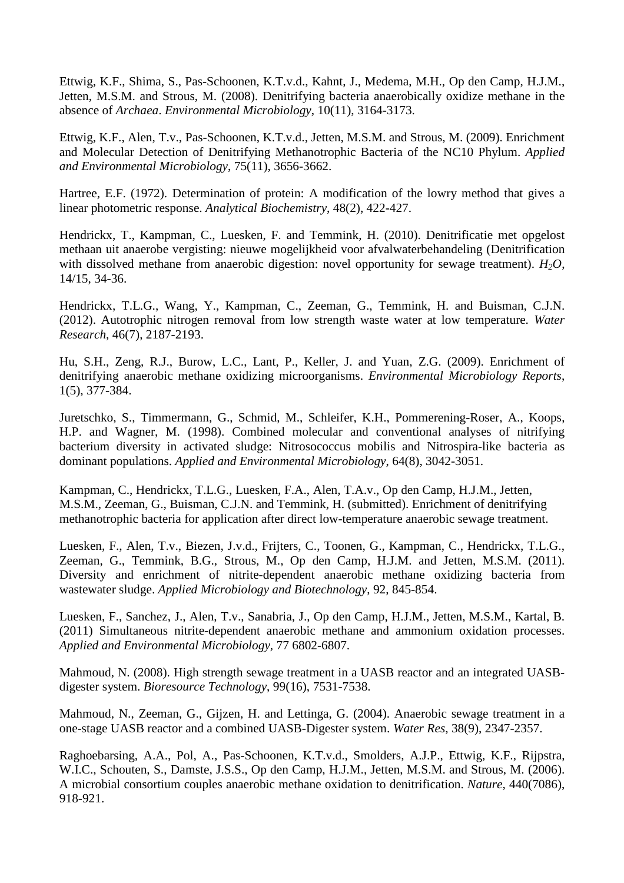Ettwig, K.F., Shima, S., Pas-Schoonen, K.T.v.d., Kahnt, J., Medema, M.H., Op den Camp, H.J.M., Jetten, M.S.M. and Strous, M. (2008). Denitrifying bacteria anaerobically oxidize methane in the absence of *Archaea*. *Environmental Microbiology*, 10(11), 3164-3173.

Ettwig, K.F., Alen, T.v., Pas-Schoonen, K.T.v.d., Jetten, M.S.M. and Strous, M. (2009). Enrichment and Molecular Detection of Denitrifying Methanotrophic Bacteria of the NC10 Phylum. *Applied and Environmental Microbiology*, 75(11), 3656-3662.

Hartree, E.F. (1972). Determination of protein: A modification of the lowry method that gives a linear photometric response. *Analytical Biochemistry*, 48(2), 422-427.

Hendrickx, T., Kampman, C., Luesken, F. and Temmink, H. (2010). Denitrificatie met opgelost methaan uit anaerobe vergisting: nieuwe mogelijkheid voor afvalwaterbehandeling (Denitrification with dissolved methane from anaerobic digestion: novel opportunity for sewage treatment). *$H_2O$*, 14/15, 34-36.

Hendrickx, T.L.G., Wang, Y., Kampman, C., Zeeman, G., Temmink, H. and Buisman, C.J.N. (2012). Autotrophic nitrogen removal from low strength waste water at low temperature. *Water Research*, 46(7), 2187-2193.

Hu, S.H., Zeng, R.J., Burow, L.C., Lant, P., Keller, J. and Yuan, Z.G. (2009). Enrichment of denitrifying anaerobic methane oxidizing microorganisms. *Environmental Microbiology Reports*, 1(5), 377-384.

Juretschko, S., Timmermann, G., Schmid, M., Schleifer, K.H., Pommerening-Roser, A., Koops, H.P. and Wagner, M. (1998). Combined molecular and conventional analyses of nitrifying bacterium diversity in activated sludge: Nitrosococcus mobilis and Nitrospira-like bacteria as dominant populations. *Applied and Environmental Microbiology*, 64(8), 3042-3051.

Kampman, C., Hendrickx, T.L.G., Luesken, F.A., Alen, T.A.v., Op den Camp, H.J.M., Jetten, M.S.M., Zeeman, G., Buisman, C.J.N. and Temmink, H. (submitted). Enrichment of denitrifying methanotrophic bacteria for application after direct low-temperature anaerobic sewage treatment.

Luesken, F., Alen, T.v., Biezen, J.v.d., Frijters, C., Toonen, G., Kampman, C., Hendrickx, T.L.G., Zeeman, G., Temmink, B.G., Strous, M., Op den Camp, H.J.M. and Jetten, M.S.M. (2011). Diversity and enrichment of nitrite-dependent anaerobic methane oxidizing bacteria from wastewater sludge. *Applied Microbiology and Biotechnology*, 92, 845-854.

Luesken, F., Sanchez, J., Alen, T.v., Sanabria, J., Op den Camp, H.J.M., Jetten, M.S.M., Kartal, B. (2011) Simultaneous nitrite-dependent anaerobic methane and ammonium oxidation processes. *Applied and Environmental Microbiology*, 77 6802-6807.

Mahmoud, N. (2008). High strength sewage treatment in a UASB reactor and an integrated UASB-digester system. *Bioresource Technology*, 99(16), 7531-7538.

Mahmoud, N., Zeeman, G., Gijzen, H. and Lettinga, G. (2004). Anaerobic sewage treatment in a one-stage UASB reactor and a combined UASB-Digester system. *Water Res*, 38(9), 2347-2357.

Raghoebarsing, A.A., Pol, A., Pas-Schoonen, K.T.v.d., Smolders, A.J.P., Ettwig, K.F., Rijpstra, W.I.C., Schouten, S., Damste, J.S.S., Op den Camp, H.J.M., Jetten, M.S.M. and Strous, M. (2006). A microbial consortium couples anaerobic methane oxidation to denitrification. *Nature*, 440(7086), 918-921.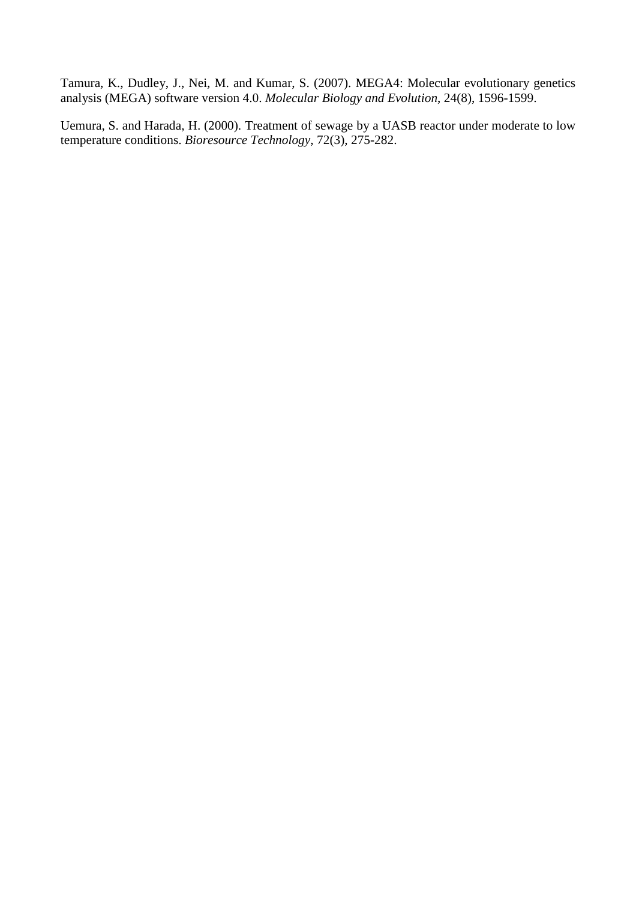Tamura, K., Dudley, J., Nei, M. and Kumar, S. (2007). MEGA4: Molecular evolutionary genetics analysis (MEGA) software version 4.0. *Molecular Biology and Evolution*, 24(8), 1596-1599.

Uemura, S. and Harada, H. (2000). Treatment of sewage by a UASB reactor under moderate to low temperature conditions. *Bioresource Technology*, 72(3), 275-282.